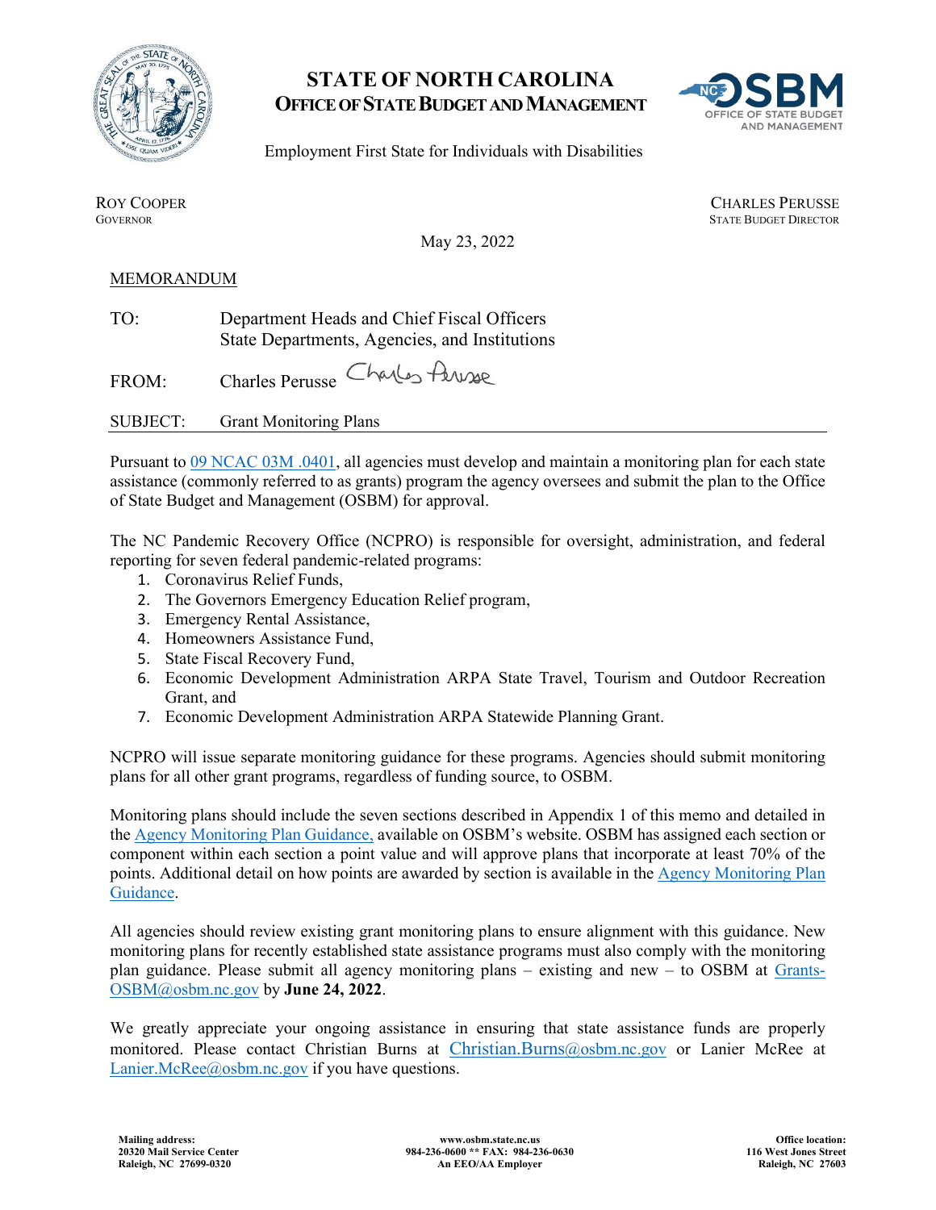# STATE OF NORTH CAROLINA
## OFFICE OF STATE BUDGET AND MANAGEMENT

Employment First State for Individuals with Disabilities

ROY COOPER
GOVERNOR

CHARLES PERUSSE
STATE BUDGET DIRECTOR

May 23, 2022

MEMORANDUM

TO: Department Heads and Chief Fiscal Officers
State Departments, Agencies, and Institutions

FROM: Charles Perusse

SUBJECT: Grant Monitoring Plans

Pursuant to 09 NCAC 03M .0401, all agencies must develop and maintain a monitoring plan for each state assistance (commonly referred to as grants) program the agency oversees and submit the plan to the Office of State Budget and Management (OSBM) for approval.

The NC Pandemic Recovery Office (NCPRO) is responsible for oversight, administration, and federal reporting for seven federal pandemic-related programs:

1. Coronavirus Relief Funds,
2. The Governors Emergency Education Relief program,
3. Emergency Rental Assistance,
4. Homeowners Assistance Fund,
5. State Fiscal Recovery Fund,
6. Economic Development Administration ARPA State Travel, Tourism and Outdoor Recreation Grant, and
7. Economic Development Administration ARPA Statewide Planning Grant.

NCPRO will issue separate monitoring guidance for these programs. Agencies should submit monitoring plans for all other grant programs, regardless of funding source, to OSBM.

Monitoring plans should include the seven sections described in Appendix 1 of this memo and detailed in the Agency Monitoring Plan Guidance, available on OSBM's website. OSBM has assigned each section or component within each section a point value and will approve plans that incorporate at least 70% of the points. Additional detail on how points are awarded by section is available in the Agency Monitoring Plan Guidance.

All agencies should review existing grant monitoring plans to ensure alignment with this guidance. New monitoring plans for recently established state assistance programs must also comply with the monitoring plan guidance. Please submit all agency monitoring plans – existing and new – to OSBM at Grants-OSBM@osbm.nc.gov by **June 24, 2022**.

We greatly appreciate your ongoing assistance in ensuring that state assistance funds are properly monitored. Please contact Christian Burns at Christian.Burns@osbm.nc.gov or Lanier McRee at Lanier.McRee@osbm.nc.gov if you have questions.

**Mailing address:**
**20320 Mail Service Center**
**Raleigh, NC 27699-0320**

**www.osbm.state.nc.us**
**984-236-0600 ** FAX: 984-236-0630**
**An EEO/AA Employer**

**Office location:**
**116 West Jones Street**
**Raleigh, NC 27603**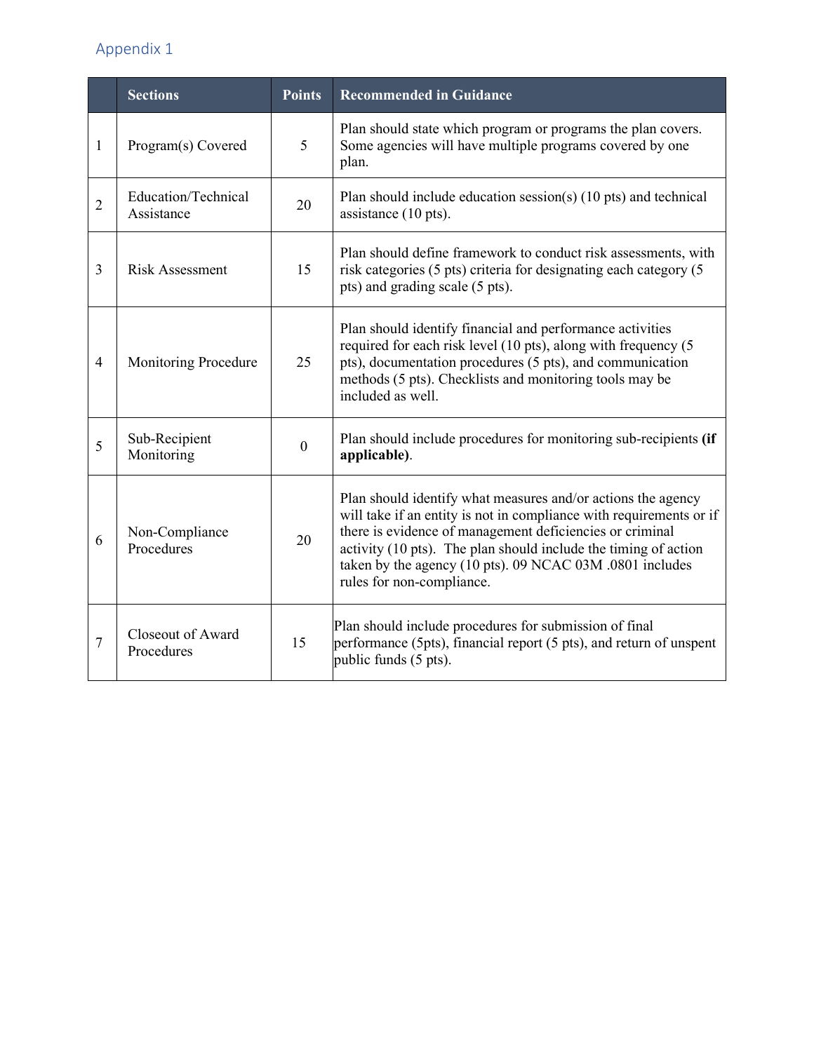## Appendix 1

| | Sections | Points | Recommended in Guidance |
|---|---|---|---|
| 1 | Program(s) Covered | 5 | Plan should state which program or programs the plan covers. Some agencies will have multiple programs covered by one plan. |
| 2 | Education/Technical Assistance | 20 | Plan should include education session(s) (10 pts) and technical assistance (10 pts). |
| 3 | Risk Assessment | 15 | Plan should define framework to conduct risk assessments, with risk categories (5 pts) criteria for designating each category (5 pts) and grading scale (5 pts). |
| 4 | Monitoring Procedure | 25 | Plan should identify financial and performance activities required for each risk level (10 pts), along with frequency (5 pts), documentation procedures (5 pts), and communication methods (5 pts). Checklists and monitoring tools may be included as well. |
| 5 | Sub-Recipient Monitoring | 0 | Plan should include procedures for monitoring sub-recipients **(if applicable)**. |
| 6 | Non-Compliance Procedures | 20 | Plan should identify what measures and/or actions the agency will take if an entity is not in compliance with requirements or if there is evidence of management deficiencies or criminal activity (10 pts). The plan should include the timing of action taken by the agency (10 pts). 09 NCAC 03M .0801 includes rules for non-compliance. |
| 7 | Closeout of Award Procedures | 15 | Plan should include procedures for submission of final performance (5pts), financial report (5 pts), and return of unspent public funds (5 pts). |